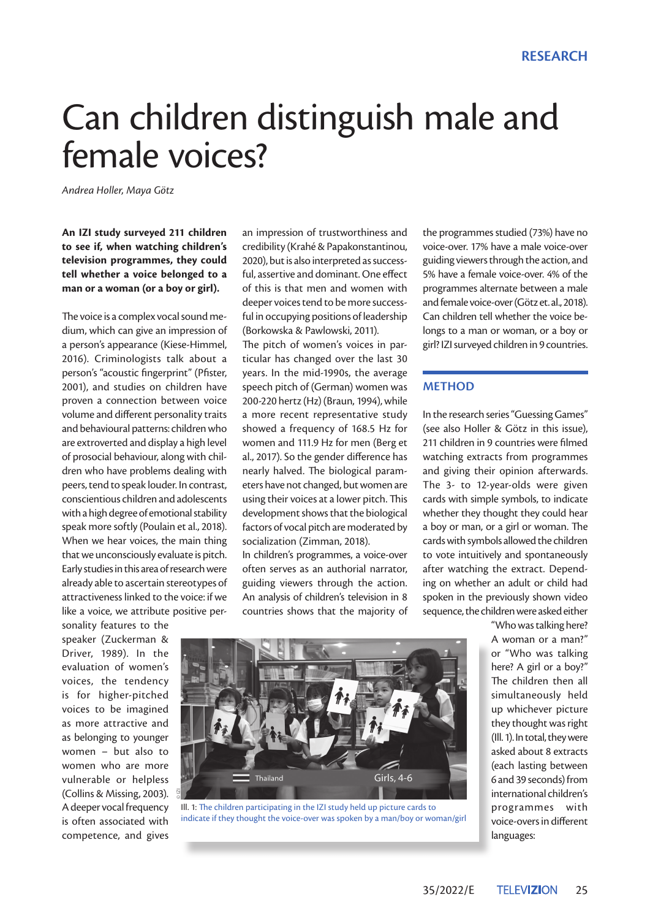# Can children distinguish male and female voices?

*Andrea Holler, Maya Götz*

**An IZI study surveyed 211 children to see if, when watching children's television programmes, they could tell whether a voice belonged to a man or a woman (or a boy or girl).**

The voice is a complex vocal sound medium, which can give an impression of a person's appearance (Kiese-Himmel, 2016). Criminologists talk about a person's "acoustic fingerprint" (Pfister, 2001), and studies on children have proven a connection between voice volume and different personality traits and behavioural patterns: children who are extroverted and display a high level of prosocial behaviour, along with children who have problems dealing with peers, tend to speak louder. In contrast, conscientious children and adolescents with a high degree of emotional stability speak more softly (Poulain et al., 2018). When we hear voices, the main thing that we unconsciously evaluate is pitch. Early studies in this area of research were already able to ascertain stereotypes of attractiveness linked to the voice: if we like a voice, we attribute positive personality features to the speaker (Zuckerman & Driver, 1989). In the evaluation of women's voices, the tendency is for higher-pitched voices to be imagined as more attractive and as belonging to younger women – but also to women who are more vulnerable or helpless (Collins & Missing, 2003). A deeper vocal frequency is often associated with competence, and gives an impression of trustworthiness and credibility (Krahé & Papakonstantinou, 2020), but is also interpreted as successful, assertive and dominant. One effect of this is that men and women with deeper voices tend to be more successful in occupying positions of leadership (Borkowska & Pawlowski, 2011).

The pitch of women's voices in particular has changed over the last 30 years. In the mid-1990s, the average speech pitch of (German) women was 200-220 hertz (Hz) (Braun, 1994), while a more recent representative study showed a frequency of 168.5 Hz for women and 111.9 Hz for men (Berg et al., 2017). So the gender difference has nearly halved. The biological parameters have not changed, but women are using their voices at a lower pitch. This development shows that the biological factors of vocal pitch are moderated by socialization (Zimman, 2018).

In children's programmes, a voice-over often serves as an authorial narrator, guiding viewers through the action. An analysis of children's television in 8 countries shows that the majority of the programmes studied (73%) have no voice-over. 17% have a male voice-over guiding viewers through the action, and 5% have a female voice-over. 4% of the programmes alternate between a male and female voice-over (Götz et. al., 2018). Can children tell whether the voice belongs to a man or woman, or a boy or girl? IZI surveyed children in 9 countries.

## METHOD

In the research series "Guessing Games" (see also Holler & Götz in this issue), 211 children in 9 countries were filmed watching extracts from programmes and giving their opinion afterwards. The 3- to 12-year-olds were given cards with simple symbols, to indicate whether they thought they could hear a boy or man, or a girl or woman. The cards with symbols allowed the children to vote intuitively and spontaneously after watching the extract. Depending on whether an adult or child had spoken in the previously shown video sequence, the children were asked either "Who was talking here? A woman or a man?" or "Who was talking here? A girl or a boy?" The children then all simultaneously held up whichever picture they thought was right (Ill. 1). In total, they were asked about 8 extracts (each lasting between 6 and 39 seconds) from international children's programmes with voice-overs in different languages:

Ill. 1: The children participating in the IZI study held up picture cards to indicate if they thought the voice-over was spoken by a man/boy or woman/girl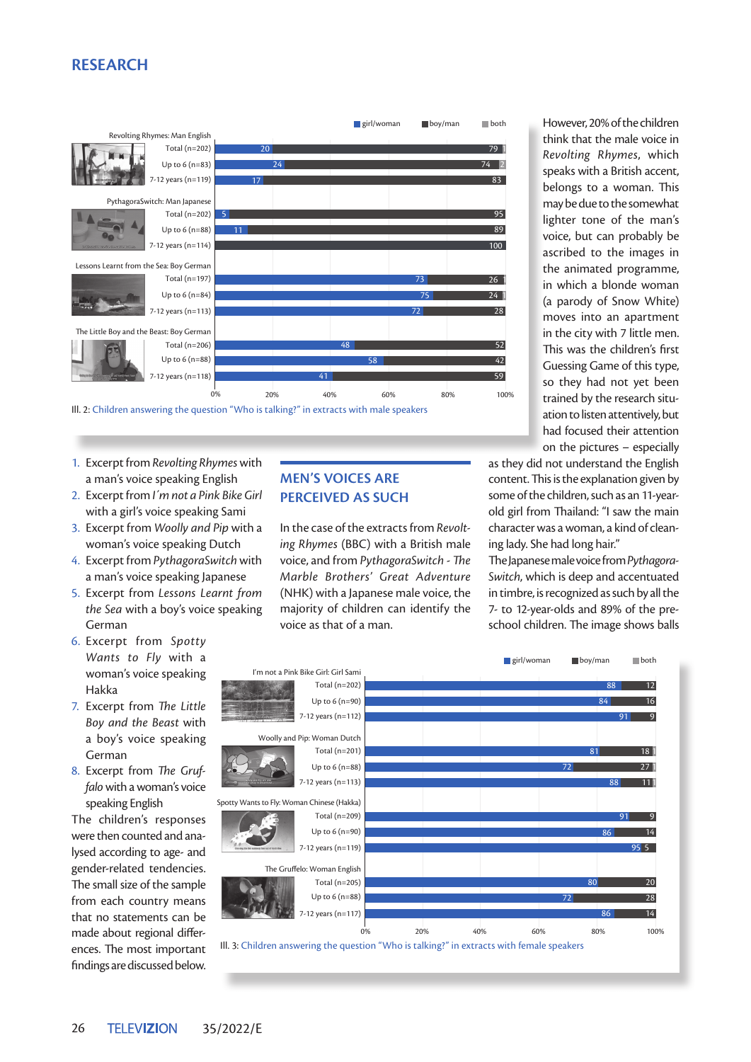## RESEARCH

| Revolting Rhymes: Man English | girl/woman | boy/man | both |
|---|---|---|---|
| Total (n=202) | 20 | 79 | |
| Up to 6 (n=83) | 24 | 74 | 2 |
| 7-12 years (n=119) | 17 | 83 | |
| **PythagoraSwitch: Man Japanese** | | | |
| Total (n=202) | 5 | 95 | |
| Up to 6 (n=88) | 11 | 89 | |
| 7-12 years (n=114) | | 100 | |
| **Lessons Learnt from the Sea: Boy German** | | | |
| Total (n=197) | 73 | 26 | |
| Up to 6 (n=84) | 75 | 24 | |
| 7-12 years (n=113) | 72 | 28 | |
| **The Little Boy and the Beast: Boy German** | | | |
| Total (n=206) | 48 | 52 | |
| Up to 6 (n=88) | 58 | 42 | |
| 7-12 years (n=118) | 41 | 59 | |

Ill. 2: Children answering the question "Who is talking?" in extracts with male speakers

1. Excerpt from *Revolting Rhymes* with a man's voice speaking English
2. Excerpt from *I´m not a Pink Bike Girl* with a girl's voice speaking Sami
3. Excerpt from *Woolly and Pip* with a woman's voice speaking Dutch
4. Excerpt from *PythagoraSwitch* with a man's voice speaking Japanese
5. Excerpt from *Lessons Learnt from the Sea* with a boy's voice speaking German
6. Excerpt from *Spotty Wants to Fly* with a woman's voice speaking Hakka
7. Excerpt from *The Little Boy and the Beast* with a boy's voice speaking German
8. Excerpt from *The Gruffalo* with a woman's voice speaking English

The children's responses were then counted and analysed according to age- and gender-related tendencies. The small size of the sample from each country means that no statements can be made about regional differences. The most important findings are discussed below.

### MEN'S VOICES ARE PERCEIVED AS SUCH

In the case of the extracts from *Revolting Rhymes* (BBC) with a British male voice, and from *PythagoraSwitch - The Marble Brothers' Great Adventure* (NHK) with a Japanese male voice, the majority of children can identify the voice as that of a man.

However, 20% of the children think that the male voice in *Revolting Rhymes*, which speaks with a British accent, belongs to a woman. This may be due to the somewhat lighter tone of the man's voice, but can probably be ascribed to the images in the animated programme, in which a blonde woman (a parody of Snow White) moves into an apartment in the city with 7 little men. This was the children's first Guessing Game of this type, so they had not yet been trained by the research situation to listen attentively, but had focused their attention on the pictures – especially as they did not understand the English content. This is the explanation given by some of the children, such as an 11-year-old girl from Thailand: "I saw the main character was a woman, a kind of cleaning lady. She had long hair."

The Japanese male voice from *PythagoraSwitch*, which is deep and accentuated in timbre, is recognized as such by all the 7- to 12-year-olds and 89% of the preschool children. The image shows balls

| I'm not a Pink Bike Girl: Girl Sami | girl/woman | boy/man | both |
|---|---|---|---|
| Total (n=202) | 88 | 12 | |
| Up to 6 (n=90) | 84 | 16 | |
| 7-12 years (n=112) | 91 | 9 | |
| **Woolly and Pip: Woman Dutch** | | | |
| Total (n=201) | 81 | 18 | |
| Up to 6 (n=88) | 72 | 27 | |
| 7-12 years (n=113) | 88 | 11 | |
| **Spotty Wants to Fly: Woman Chinese (Hakka)** | | | |
| Total (n=209) | 91 | 9 | |
| Up to 6 (n=90) | 86 | 14 | |
| 7-12 years (n=119) | 95 | 5 | |
| **The Gruffelo: Woman English** | | | |
| Total (n=205) | 80 | 20 | |
| Up to 6 (n=88) | 72 | 28 | |
| 7-12 years (n=117) | 86 | 14 | |

Ill. 3: Children answering the question "Who is talking?" in extracts with female speakers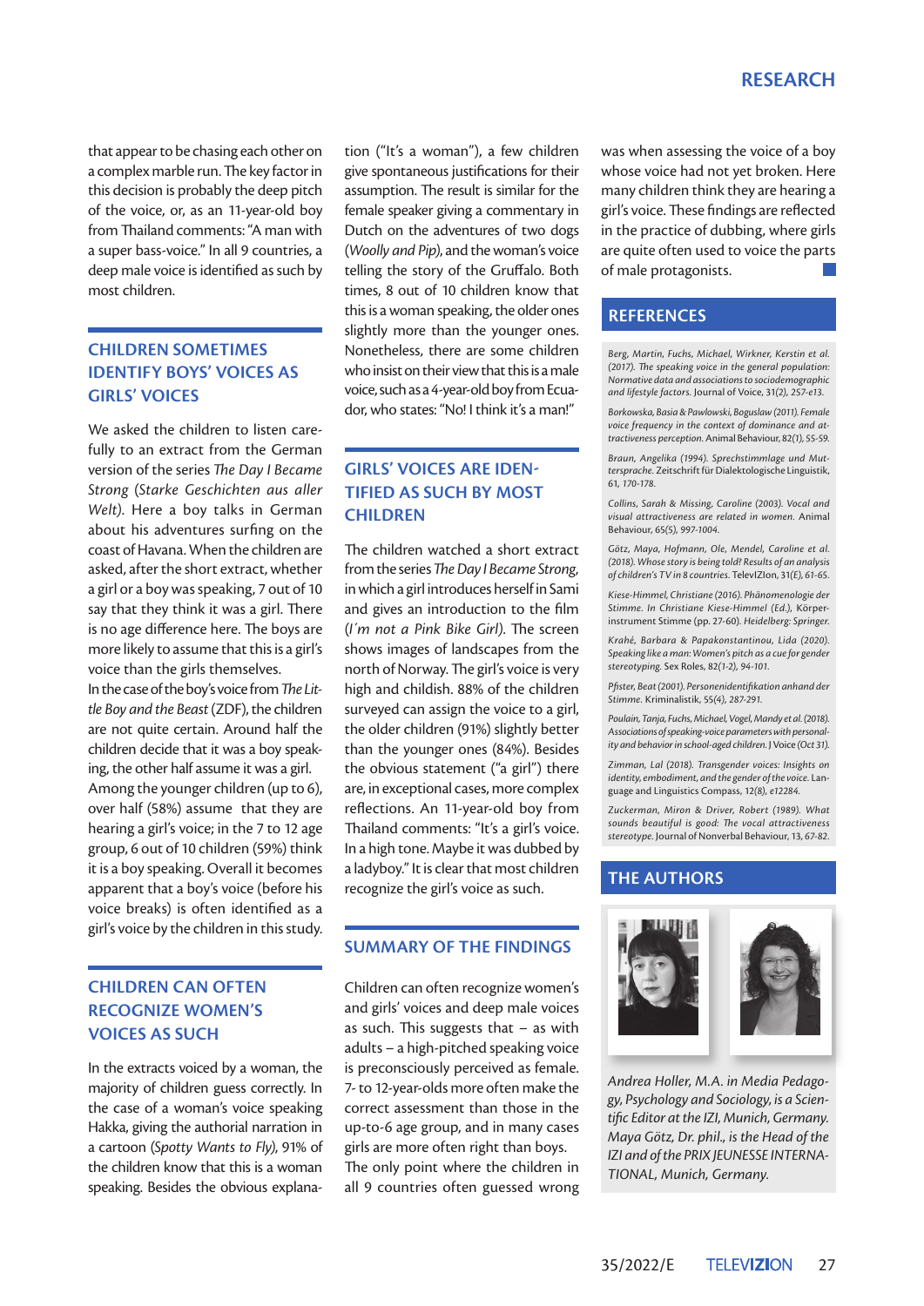that appear to be chasing each other on a complex marble run. The key factor in this decision is probably the deep pitch of the voice, or, as an 11-year-old boy from Thailand comments: "A man with a super bass-voice." In all 9 countries, a deep male voice is identified as such by most children.

## CHILDREN SOMETIMES IDENTIFY BOYS' VOICES AS GIRLS' VOICES

We asked the children to listen carefully to an extract from the German version of the series *The Day I Became Strong* (*Starke Geschichten aus aller Welt*). Here a boy talks in German about his adventures surfing on the coast of Havana. When the children are asked, after the short extract, whether a girl or a boy was speaking, 7 out of 10 say that they think it was a girl. There is no age difference here. The boys are more likely to assume that this is a girl's voice than the girls themselves.

In the case of the boy's voice from *The Little Boy and the Beast* (ZDF), the children are not quite certain. Around half the children decide that it was a boy speaking, the other half assume it was a girl. Among the younger children (up to 6), over half (58%) assume that they are hearing a girl's voice; in the 7 to 12 age group, 6 out of 10 children (59%) think it is a boy speaking. Overall it becomes apparent that a boy's voice (before his voice breaks) is often identified as a girl's voice by the children in this study.

## CHILDREN CAN OFTEN RECOGNIZE WOMEN'S VOICES AS SUCH

In the extracts voiced by a woman, the majority of children guess correctly. In the case of a woman's voice speaking Hakka, giving the authorial narration in a cartoon (*Spotty Wants to Fly*), 91% of the children know that this is a woman speaking. Besides the obvious explanation ("It's a woman"), a few children give spontaneous justifications for their assumption. The result is similar for the female speaker giving a commentary in Dutch on the adventures of two dogs (*Woolly and Pip*), and the woman's voice telling the story of the Gruffalo. Both times, 8 out of 10 children know that this is a woman speaking, the older ones slightly more than the younger ones. Nonetheless, there are some children who insist on their view that this is a male voice, such as a 4-year-old boy from Ecuador, who states: "No! I think it's a man!"

## GIRLS' VOICES ARE IDENTIFIED AS SUCH BY MOST CHILDREN

The children watched a short extract from the series *The Day I Became Strong*, in which a girl introduces herself in Sami and gives an introduction to the film (*I´m not a Pink Bike Girl*). The screen shows images of landscapes from the north of Norway. The girl's voice is very high and childish. 88% of the children surveyed can assign the voice to a girl, the older children (91%) slightly better than the younger ones (84%). Besides the obvious statement ("a girl") there are, in exceptional cases, more complex reflections. An 11-year-old boy from Thailand comments: "It's a girl's voice. In a high tone. Maybe it was dubbed by a ladyboy." It is clear that most children recognize the girl's voice as such.

## SUMMARY OF THE FINDINGS

Children can often recognize women's and girls' voices and deep male voices as such. This suggests that – as with adults – a high-pitched speaking voice is preconsciously perceived as female. 7- to 12-year-olds more often make the correct assessment than those in the up-to-6 age group, and in many cases girls are more often right than boys. The only point where the children in all 9 countries often guessed wrong was when assessing the voice of a boy whose voice had not yet broken. Here many children think they are hearing a girl's voice. These findings are reflected in the practice of dubbing, where girls are quite often used to voice the parts of male protagonists.

## REFERENCES

*Berg, Martin, Fuchs, Michael, Wirkner, Kerstin et al. (2017). The speaking voice in the general population: Normative data and associations to sociodemographic and lifestyle factors.* Journal of Voice, 31(2), 257-e13.

*Borkowska, Basia & Pawlowski, Boguslaw (2011). Female voice frequency in the context of dominance and attractiveness perception.* Animal Behaviour, 82(1), 55-59.

*Braun, Angelika (1994). Sprechstimmlage und Muttersprache.* Zeitschrift für Dialektologische Linguistik, 61, 170-178.

*Collins, Sarah & Missing, Caroline (2003). Vocal and visual attractiveness are related in women.* Animal Behaviour, 65(5), 997-1004.

*Götz, Maya, Hofmann, Ole, Mendel, Caroline et al. (2018). Whose story is being told? Results of an analysis of children's TV in 8 countries.* TelevIZIon, 31(E), 61-65.

*Kiese-Himmel, Christiane (2016). Phänomenologie der Stimme. In Christiane Kiese-Himmel (Ed.),* Körperinstrument Stimme (pp. 27-60). *Heidelberg: Springer.*

*Krahé, Barbara & Papakonstantinou, Lida (2020). Speaking like a man: Women's pitch as a cue for gender stereotyping.* Sex Roles, 82(1-2), 94-101.

*Pfister, Beat (2001). Personenidentifikation anhand der Stimme.* Kriminalistik, 55(4), 287-291.

*Poulain, Tanja, Fuchs, Michael, Vogel, Mandy et al. (2018). Associations of speaking-voice parameters with personality and behavior in school-aged children.* J Voice (Oct 31).

*Zimman, Lal (2018). Transgender voices: Insights on identity, embodiment, and the gender of the voice.* Language and Linguistics Compass, 12(8), e12284.

*Zuckerman, Miron & Driver, Robert (1989). What sounds beautiful is good: The vocal attractiveness stereotype.* Journal of Nonverbal Behaviour, 13, 67-82.

## THE AUTHORS

*Andrea Holler, M.A. in Media Pedagogy, Psychology and Sociology, is a Scientific Editor at the IZI, Munich, Germany.*

*Maya Götz, Dr. phil., is the Head of the IZI and of the PRIX JEUNESSE INTERNATIONAL, Munich, Germany.*